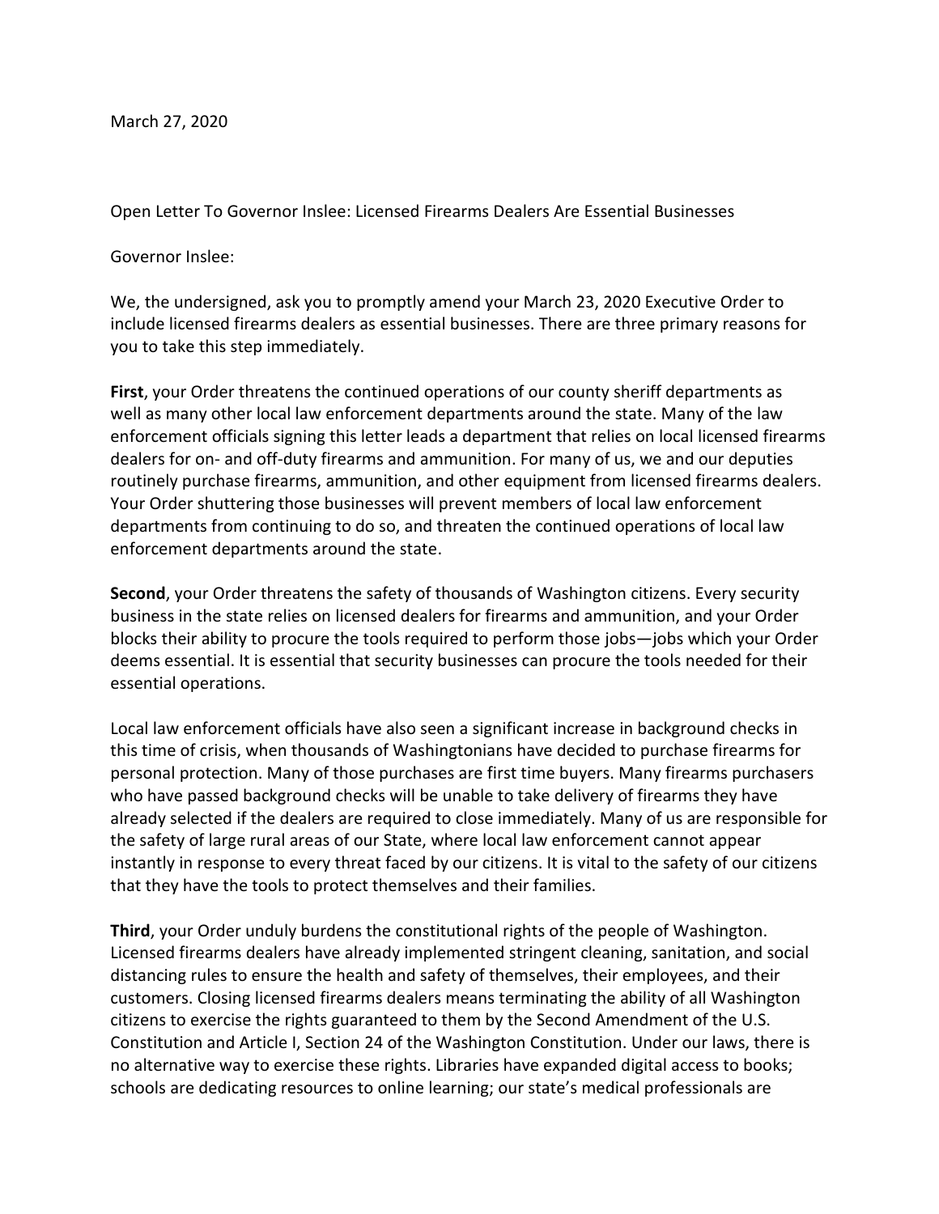March 27, 2020

Open Letter To Governor Inslee: Licensed Firearms Dealers Are Essential Businesses

Governor Inslee:

We, the undersigned, ask you to promptly amend your March 23, 2020 Executive Order to include licensed firearms dealers as essential businesses. There are three primary reasons for you to take this step immediately.

**First**, your Order threatens the continued operations of our county sheriff departments as well as many other local law enforcement departments around the state. Many of the law enforcement officials signing this letter leads a department that relies on local licensed firearms dealers for on- and off-duty firearms and ammunition. For many of us, we and our deputies routinely purchase firearms, ammunition, and other equipment from licensed firearms dealers. Your Order shuttering those businesses will prevent members of local law enforcement departments from continuing to do so, and threaten the continued operations of local law enforcement departments around the state.

**Second**, your Order threatens the safety of thousands of Washington citizens. Every security business in the state relies on licensed dealers for firearms and ammunition, and your Order blocks their ability to procure the tools required to perform those jobs—jobs which your Order deems essential. It is essential that security businesses can procure the tools needed for their essential operations.

Local law enforcement officials have also seen a significant increase in background checks in this time of crisis, when thousands of Washingtonians have decided to purchase firearms for personal protection. Many of those purchases are first time buyers. Many firearms purchasers who have passed background checks will be unable to take delivery of firearms they have already selected if the dealers are required to close immediately. Many of us are responsible for the safety of large rural areas of our State, where local law enforcement cannot appear instantly in response to every threat faced by our citizens. It is vital to the safety of our citizens that they have the tools to protect themselves and their families.

**Third**, your Order unduly burdens the constitutional rights of the people of Washington. Licensed firearms dealers have already implemented stringent cleaning, sanitation, and social distancing rules to ensure the health and safety of themselves, their employees, and their customers. Closing licensed firearms dealers means terminating the ability of all Washington citizens to exercise the rights guaranteed to them by the Second Amendment of the U.S. Constitution and Article I, Section 24 of the Washington Constitution. Under our laws, there is no alternative way to exercise these rights. Libraries have expanded digital access to books; schools are dedicating resources to online learning; our state's medical professionals are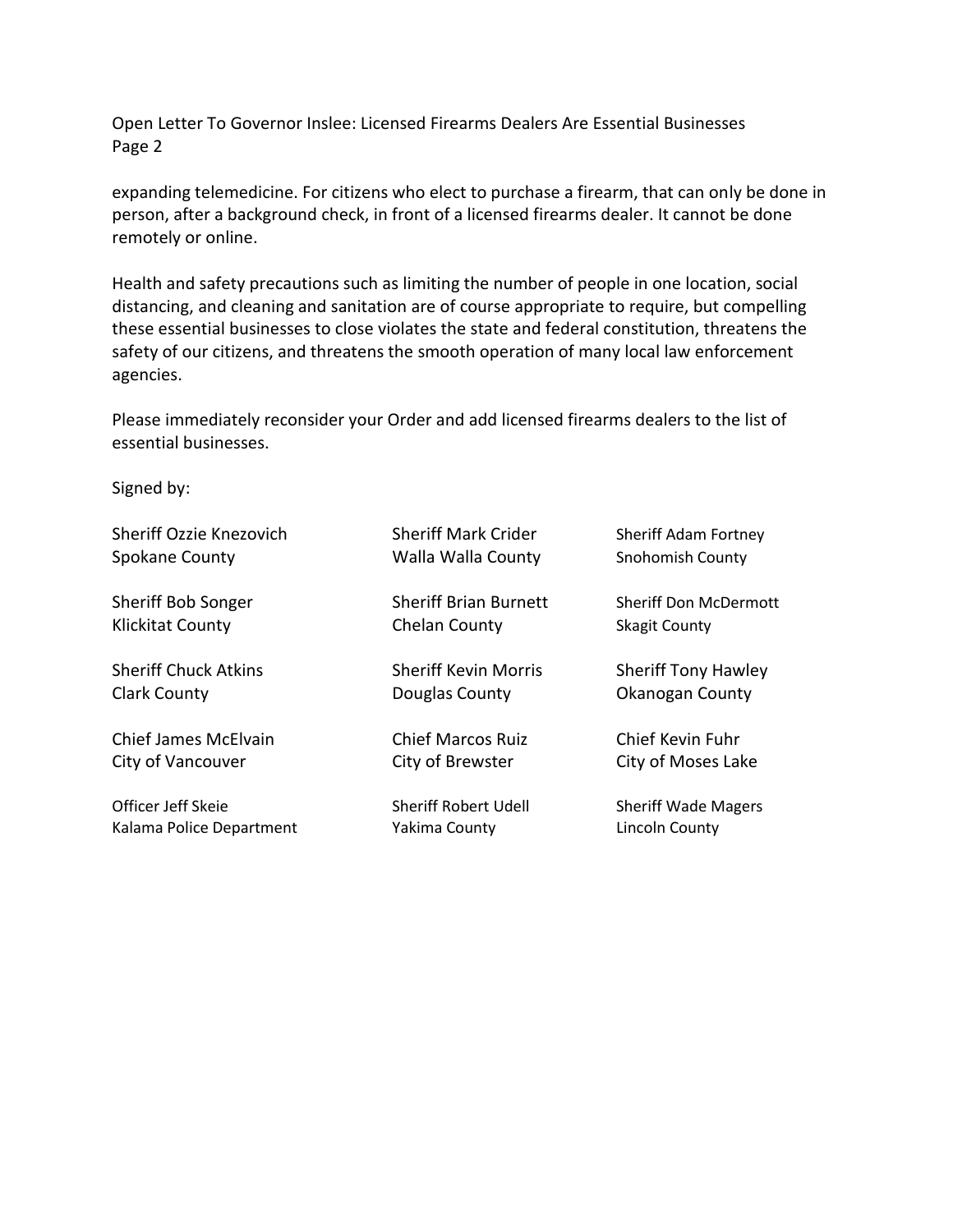expanding telemedicine. For citizens who elect to purchase a firearm, that can only be done in person, after a background check, in front of a licensed firearms dealer. It cannot be done remotely or online.

Health and safety precautions such as limiting the number of people in one location, social distancing, and cleaning and sanitation are of course appropriate to require, but compelling these essential businesses to close violates the state and federal constitution, threatens the safety of our citizens, and threatens the smooth operation of many local law enforcement agencies.

Please immediately reconsider your Order and add licensed firearms dealers to the list of essential businesses.

Signed by:

Sheriff Ozzie Knezovich
Spokane County

Sheriff Mark Crider
Walla Walla County

Sheriff Adam Fortney
Snohomish County

Sheriff Bob Songer
Klickitat County

Sheriff Brian Burnett
Chelan County

Sheriff Don McDermott
Skagit County

Sheriff Chuck Atkins
Clark County

Sheriff Kevin Morris
Douglas County

Sheriff Tony Hawley
Okanogan County

Chief James McElvain
City of Vancouver

Chief Marcos Ruiz
City of Brewster

Chief Kevin Fuhr
City of Moses Lake

Officer Jeff Skeie
Kalama Police Department

Sheriff Robert Udell
Yakima County

Sheriff Wade Magers
Lincoln County